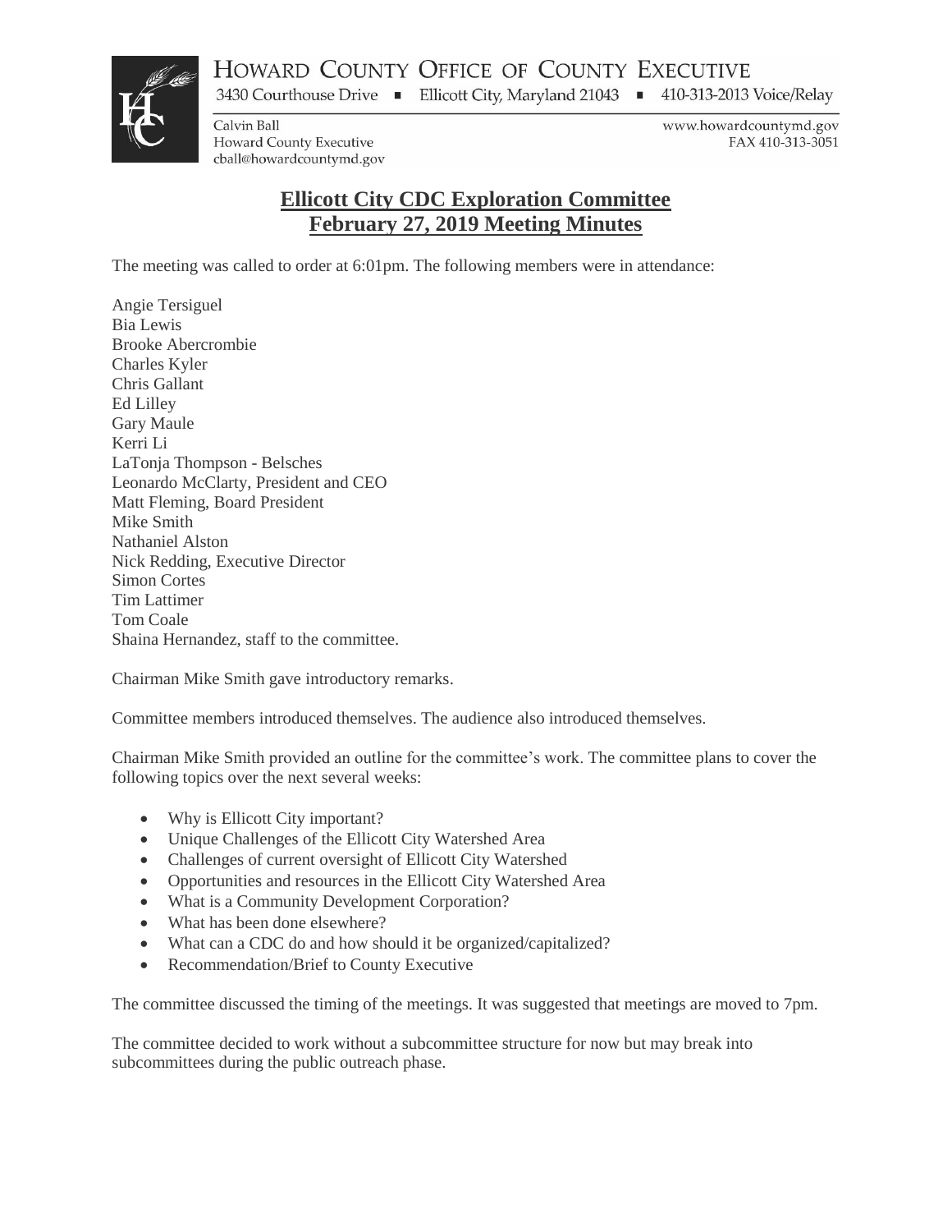# HOWARD COUNTY OFFICE OF COUNTY EXECUTIVE

3430 Courthouse Drive ▪ Ellicott City, Maryland 21043 ▪ 410-313-2013 Voice/Relay

Calvin Ball
Howard County Executive
cball@howardcountymd.gov

www.howardcountymd.gov
FAX 410-313-3051

## Ellicott City CDC Exploration Committee
## February 27, 2019 Meeting Minutes

The meeting was called to order at 6:01pm. The following members were in attendance:

Angie Tersiguel
Bia Lewis
Brooke Abercrombie
Charles Kyler
Chris Gallant
Ed Lilley
Gary Maule
Kerri Li
LaTonja Thompson - Belsches
Leonardo McClarty, President and CEO
Matt Fleming, Board President
Mike Smith
Nathaniel Alston
Nick Redding, Executive Director
Simon Cortes
Tim Lattimer
Tom Coale
Shaina Hernandez, staff to the committee.

Chairman Mike Smith gave introductory remarks.

Committee members introduced themselves. The audience also introduced themselves.

Chairman Mike Smith provided an outline for the committee's work. The committee plans to cover the following topics over the next several weeks:

- Why is Ellicott City important?
- Unique Challenges of the Ellicott City Watershed Area
- Challenges of current oversight of Ellicott City Watershed
- Opportunities and resources in the Ellicott City Watershed Area
- What is a Community Development Corporation?
- What has been done elsewhere?
- What can a CDC do and how should it be organized/capitalized?
- Recommendation/Brief to County Executive

The committee discussed the timing of the meetings. It was suggested that meetings are moved to 7pm.

The committee decided to work without a subcommittee structure for now but may break into subcommittees during the public outreach phase.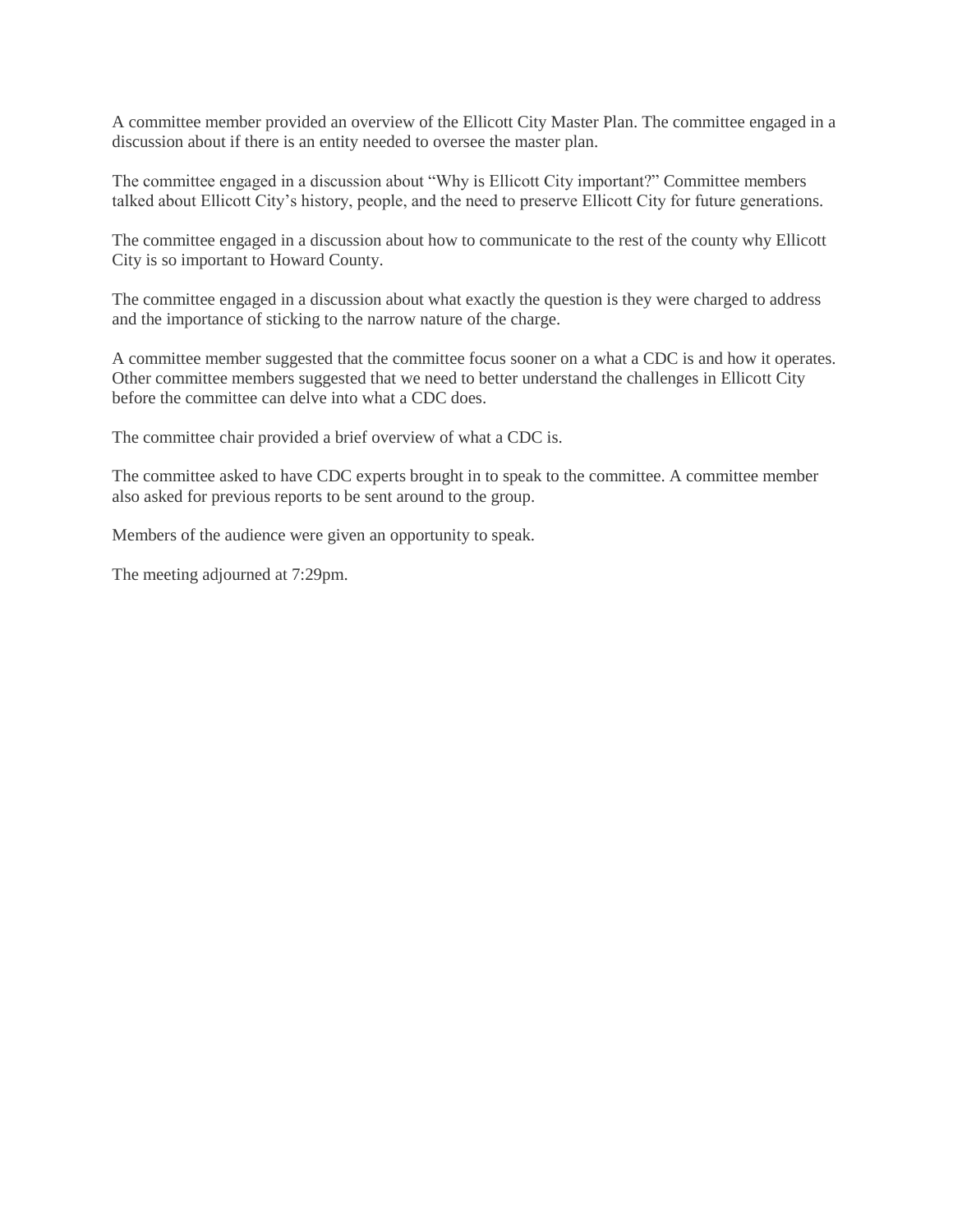A committee member provided an overview of the Ellicott City Master Plan. The committee engaged in a discussion about if there is an entity needed to oversee the master plan.

The committee engaged in a discussion about "Why is Ellicott City important?" Committee members talked about Ellicott City's history, people, and the need to preserve Ellicott City for future generations.

The committee engaged in a discussion about how to communicate to the rest of the county why Ellicott City is so important to Howard County.

The committee engaged in a discussion about what exactly the question is they were charged to address and the importance of sticking to the narrow nature of the charge.

A committee member suggested that the committee focus sooner on a what a CDC is and how it operates. Other committee members suggested that we need to better understand the challenges in Ellicott City before the committee can delve into what a CDC does.

The committee chair provided a brief overview of what a CDC is.

The committee asked to have CDC experts brought in to speak to the committee. A committee member also asked for previous reports to be sent around to the group.

Members of the audience were given an opportunity to speak.

The meeting adjourned at 7:29pm.